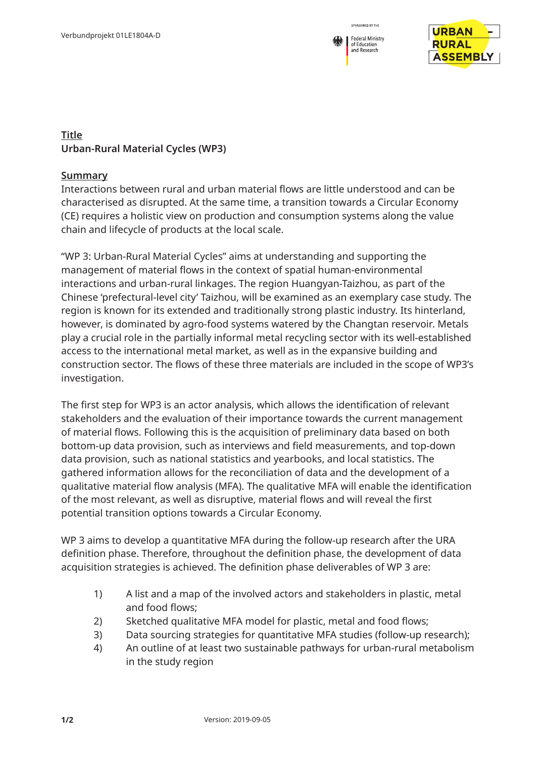## Title

**Urban-Rural Material Cycles (WP3)**

## Summary

Interactions between rural and urban material flows are little understood and can be characterised as disrupted. At the same time, a transition towards a Circular Economy (CE) requires a holistic view on production and consumption systems along the value chain and lifecycle of products at the local scale.

"WP 3: Urban-Rural Material Cycles" aims at understanding and supporting the management of material flows in the context of spatial human-environmental interactions and urban-rural linkages. The region Huangyan-Taizhou, as part of the Chinese 'prefectural-level city' Taizhou, will be examined as an exemplary case study. The region is known for its extended and traditionally strong plastic industry. Its hinterland, however, is dominated by agro-food systems watered by the Changtan reservoir. Metals play a crucial role in the partially informal metal recycling sector with its well-established access to the international metal market, as well as in the expansive building and construction sector. The flows of these three materials are included in the scope of WP3's investigation.

The first step for WP3 is an actor analysis, which allows the identification of relevant stakeholders and the evaluation of their importance towards the current management of material flows. Following this is the acquisition of preliminary data based on both bottom-up data provision, such as interviews and field measurements, and top-down data provision, such as national statistics and yearbooks, and local statistics. The gathered information allows for the reconciliation of data and the development of a qualitative material flow analysis (MFA). The qualitative MFA will enable the identification of the most relevant, as well as disruptive, material flows and will reveal the first potential transition options towards a Circular Economy.

WP 3 aims to develop a quantitative MFA during the follow-up research after the URA definition phase. Therefore, throughout the definition phase, the development of data acquisition strategies is achieved. The definition phase deliverables of WP 3 are:

1) A list and a map of the involved actors and stakeholders in plastic, metal and food flows;
2) Sketched qualitative MFA model for plastic, metal and food flows;
3) Data sourcing strategies for quantitative MFA studies (follow-up research);
4) An outline of at least two sustainable pathways for urban-rural metabolism in the study region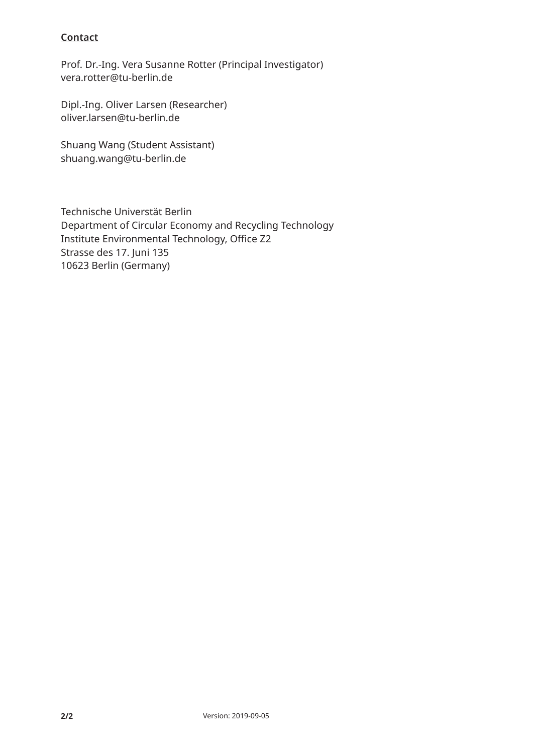**Contact**

Prof. Dr.-Ing. Vera Susanne Rotter (Principal Investigator)
vera.rotter@tu-berlin.de

Dipl.-Ing. Oliver Larsen (Researcher)
oliver.larsen@tu-berlin.de

Shuang Wang (Student Assistant)
shuang.wang@tu-berlin.de

Technische Universtät Berlin
Department of Circular Economy and Recycling Technology
Institute Environmental Technology, Office Z2
Strasse des 17. Juni 135
10623 Berlin (Germany)

Version: 2019-09-05